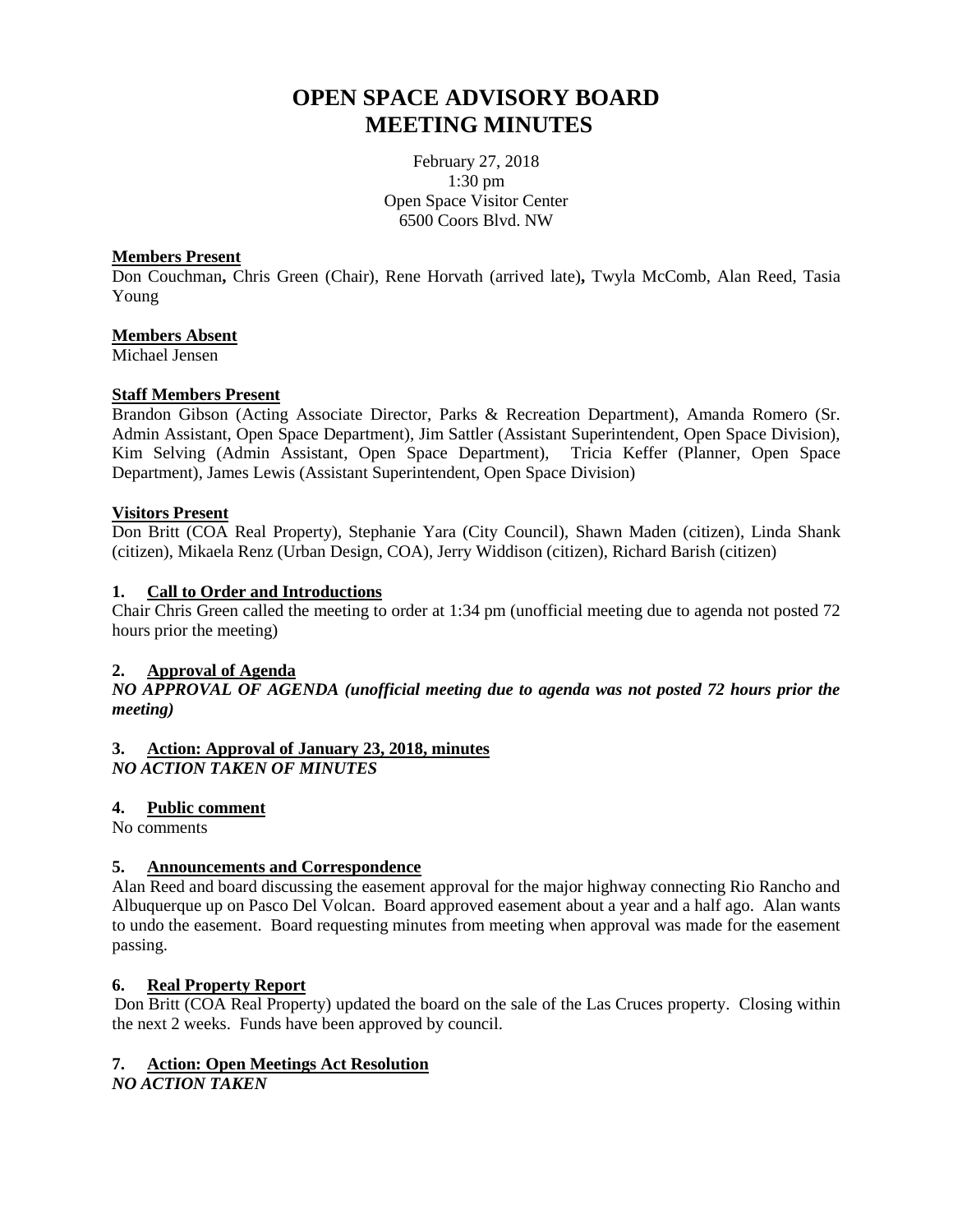# OPEN SPACE ADVISORY BOARD
# MEETING MINUTES

February 27, 2018
1:30 pm
Open Space Visitor Center
6500 Coors Blvd. NW

**Members Present**

Don Couchman**,** Chris Green (Chair), Rene Horvath (arrived late)**,** Twyla McComb, Alan Reed, Tasia Young

**Members Absent**

Michael Jensen

**Staff Members Present**

Brandon Gibson (Acting Associate Director, Parks & Recreation Department), Amanda Romero (Sr. Admin Assistant, Open Space Department), Jim Sattler (Assistant Superintendent, Open Space Division), Kim Selving (Admin Assistant, Open Space Department), Tricia Keffer (Planner, Open Space Department), James Lewis (Assistant Superintendent, Open Space Division)

**Visitors Present**

Don Britt (COA Real Property), Stephanie Yara (City Council), Shawn Maden (citizen), Linda Shank (citizen), Mikaela Renz (Urban Design, COA), Jerry Widdison (citizen), Richard Barish (citizen)

**1. Call to Order and Introductions**

Chair Chris Green called the meeting to order at 1:34 pm (unofficial meeting due to agenda not posted 72 hours prior the meeting)

**2. Approval of Agenda**

***NO APPROVAL OF AGENDA (unofficial meeting due to agenda was not posted 72 hours prior the meeting)***

**3. Action: Approval of January 23, 2018, minutes**

***NO ACTION TAKEN OF MINUTES***

**4. Public comment**

No comments

**5. Announcements and Correspondence**

Alan Reed and board discussing the easement approval for the major highway connecting Rio Rancho and Albuquerque up on Pasco Del Volcan. Board approved easement about a year and a half ago. Alan wants to undo the easement. Board requesting minutes from meeting when approval was made for the easement passing.

**6. Real Property Report**

Don Britt (COA Real Property) updated the board on the sale of the Las Cruces property. Closing within the next 2 weeks. Funds have been approved by council.

**7. Action: Open Meetings Act Resolution**

***NO ACTION TAKEN***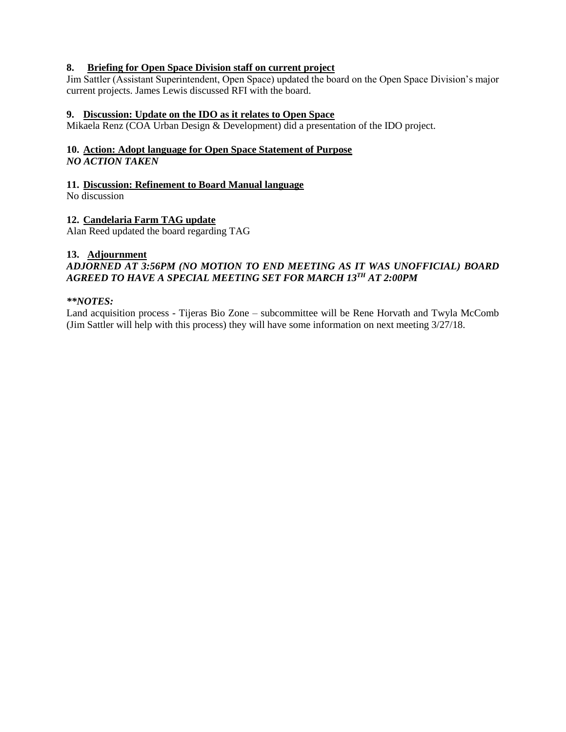**8. <u>Briefing for Open Space Division staff on current project</u>**
Jim Sattler (Assistant Superintendent, Open Space) updated the board on the Open Space Division's major current projects. James Lewis discussed RFI with the board.

**9. <u>Discussion: Update on the IDO as it relates to Open Space</u>**
Mikaela Renz (COA Urban Design & Development) did a presentation of the IDO project.

**10. <u>Action: Adopt language for Open Space Statement of Purpose</u>**
***NO ACTION TAKEN***

**11. <u>Discussion: Refinement to Board Manual language</u>**
No discussion

**12. <u>Candelaria Farm TAG update</u>**
Alan Reed updated the board regarding TAG

**13. <u>Adjournment</u>**
***ADJOURNED AT 3:56PM (NO MOTION TO END MEETING AS IT WAS UNOFFICIAL) BOARD AGREED TO HAVE A SPECIAL MEETING SET FOR MARCH 13TH AT 2:00PM***

***\*\*NOTES:***
Land acquisition process - Tijeras Bio Zone – subcommittee will be Rene Horvath and Twyla McComb (Jim Sattler will help with this process) they will have some information on next meeting 3/27/18.